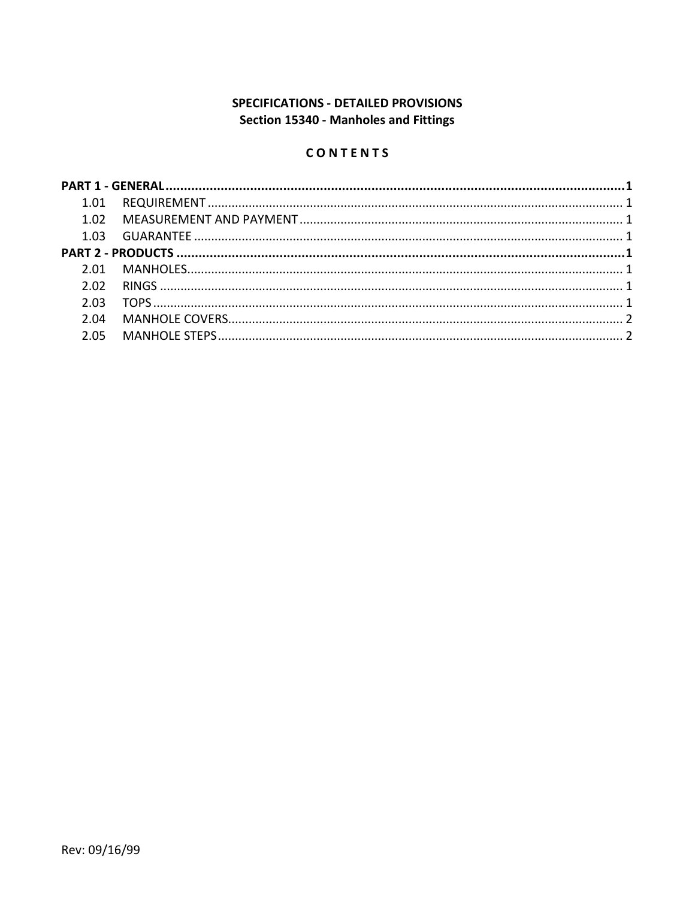**SPECIFICATIONS - DETAILED PROVISIONS**
**Section 15340 - Manholes and Fittings**

**C O N T E N T S**

**PART 1 - GENERAL**.......................................................................................................................**1**

- 1.01 REQUIREMENT ....................................................................................................... 1
- 1.02 MEASUREMENT AND PAYMENT ........................................................................... 1
- 1.03 GUARANTEE ........................................................................................................... 1

**PART 2 - PRODUCTS** ....................................................................................................................**1**

- 2.01 MANHOLES.............................................................................................................. 1
- 2.02 RINGS ...................................................................................................................... 1
- 2.03 TOPS ........................................................................................................................ 1
- 2.04 MANHOLE COVERS.................................................................................................. 2
- 2.05 MANHOLE STEPS ..................................................................................................... 2

Rev: 09/16/99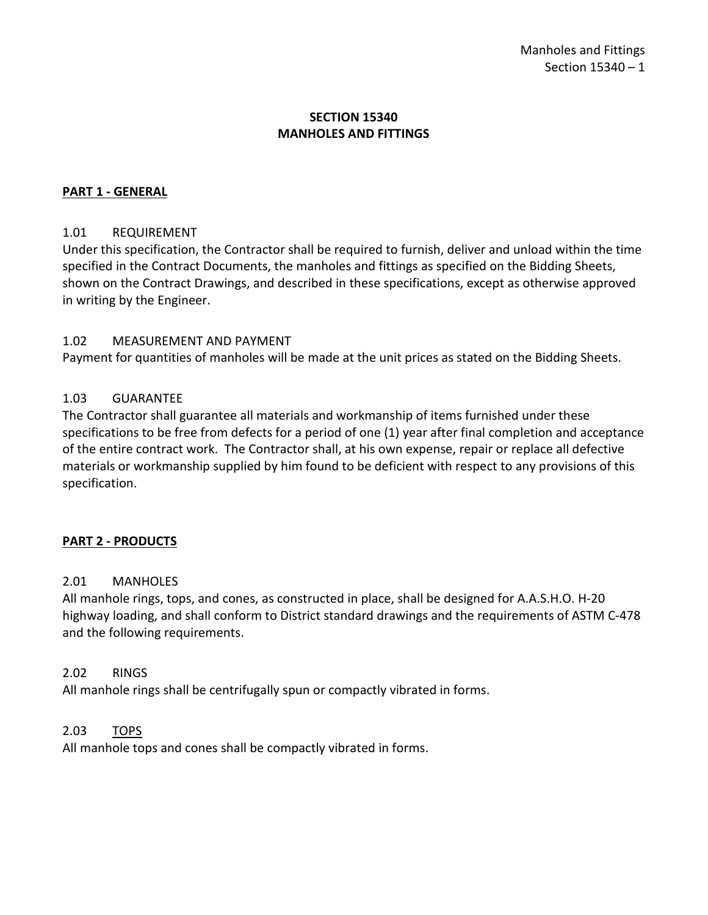# SECTION 15340
# MANHOLES AND FITTINGS

## PART 1 - GENERAL

### 1.01 REQUIREMENT

Under this specification, the Contractor shall be required to furnish, deliver and unload within the time specified in the Contract Documents, the manholes and fittings as specified on the Bidding Sheets, shown on the Contract Drawings, and described in these specifications, except as otherwise approved in writing by the Engineer.

### 1.02 MEASUREMENT AND PAYMENT

Payment for quantities of manholes will be made at the unit prices as stated on the Bidding Sheets.

### 1.03 GUARANTEE

The Contractor shall guarantee all materials and workmanship of items furnished under these specifications to be free from defects for a period of one (1) year after final completion and acceptance of the entire contract work. The Contractor shall, at his own expense, repair or replace all defective materials or workmanship supplied by him found to be deficient with respect to any provisions of this specification.

## PART 2 - PRODUCTS

### 2.01 MANHOLES

All manhole rings, tops, and cones, as constructed in place, shall be designed for A.A.S.H.O. H-20 highway loading, and shall conform to District standard drawings and the requirements of ASTM C-478 and the following requirements.

### 2.02 RINGS

All manhole rings shall be centrifugally spun or compactly vibrated in forms.

### 2.03 TOPS

All manhole tops and cones shall be compactly vibrated in forms.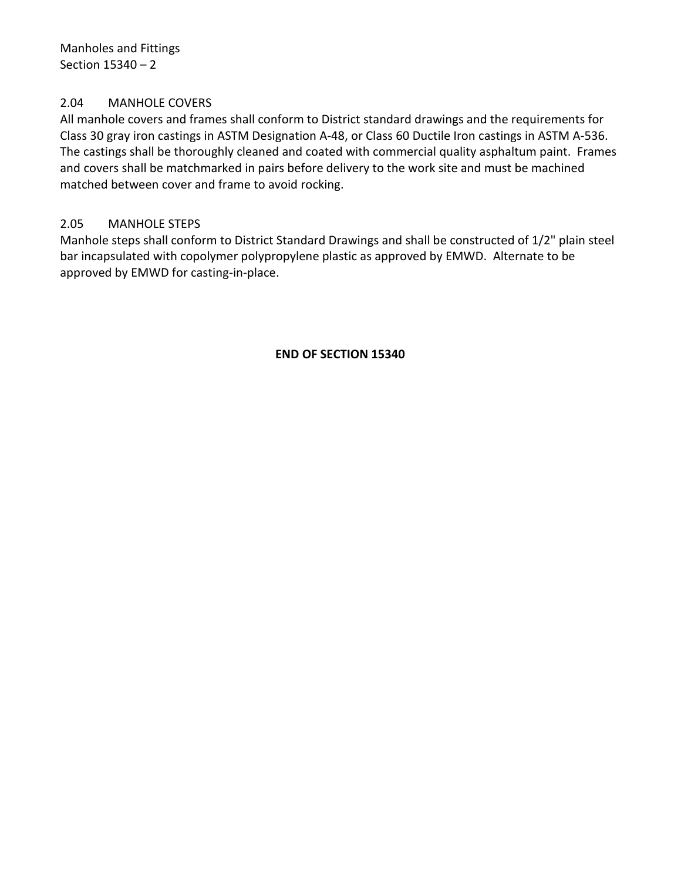### 2.04 MANHOLE COVERS

All manhole covers and frames shall conform to District standard drawings and the requirements for Class 30 gray iron castings in ASTM Designation A-48, or Class 60 Ductile Iron castings in ASTM A-536. The castings shall be thoroughly cleaned and coated with commercial quality asphaltum paint. Frames and covers shall be matchmarked in pairs before delivery to the work site and must be machined matched between cover and frame to avoid rocking.

### 2.05 MANHOLE STEPS

Manhole steps shall conform to District Standard Drawings and shall be constructed of 1/2" plain steel bar incapsulated with copolymer polypropylene plastic as approved by EMWD. Alternate to be approved by EMWD for casting-in-place.

**END OF SECTION 15340**